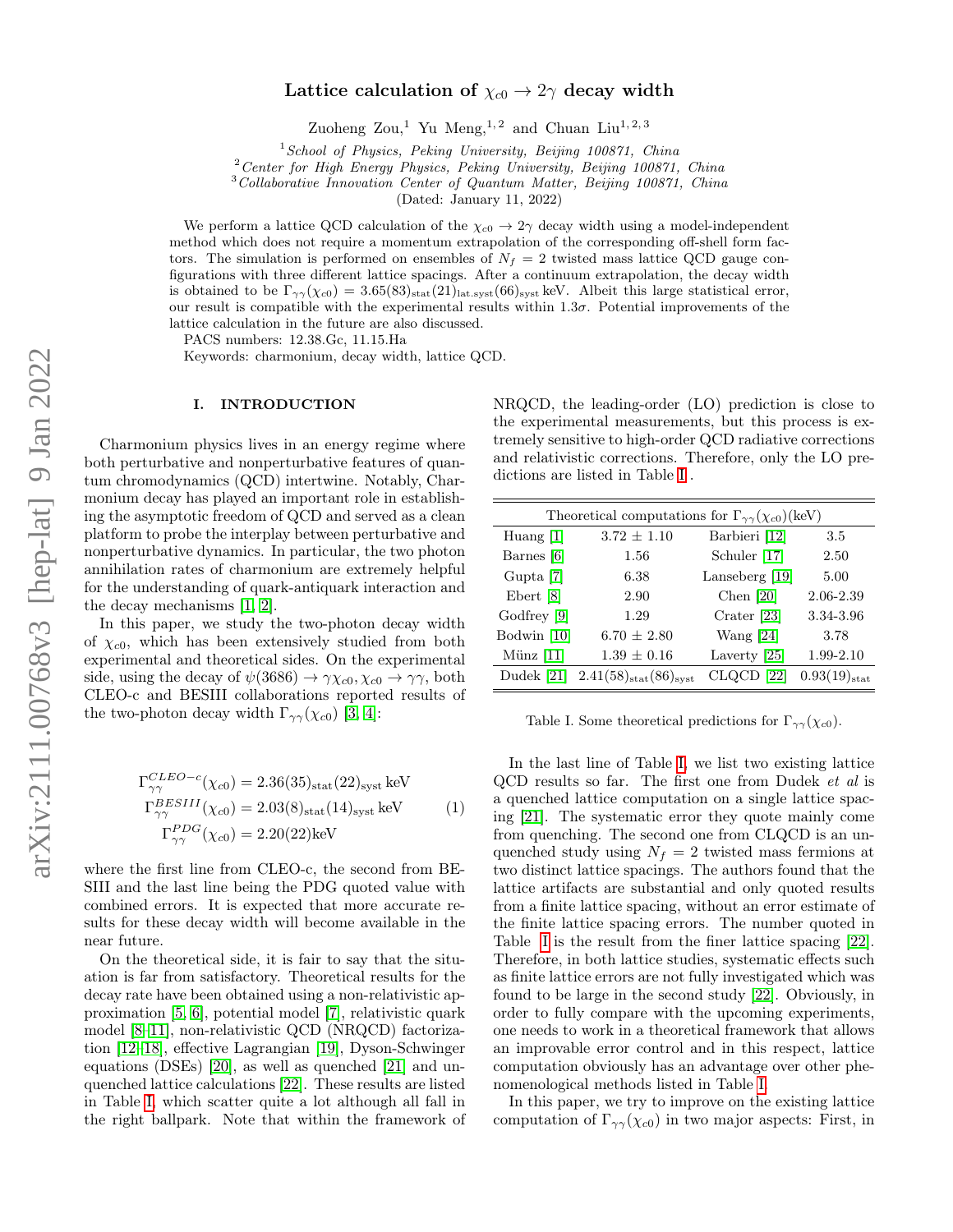# Lattice calculation of $\chi_{c0} \to 2\gamma$ decay width

Zuoheng Zou,[1] Yu Meng,[1,2] and Chuan Liu[1,2,3]

[1] *School of Physics, Peking University, Beijing 100871, China*
[2] *Center for High Energy Physics, Peking University, Beijing 100871, China*
[3] *Collaborative Innovation Center of Quantum Matter, Beijing 100871, China*

(Dated: January 11, 2022)

We perform a lattice QCD calculation of the $\chi_{c0} \to 2\gamma$ decay width using a model-independent method which does not require a momentum extrapolation of the corresponding off-shell form factors. The simulation is performed on ensembles of $N_f = 2$ twisted mass lattice QCD gauge configurations with three different lattice spacings. After a continuum extrapolation, the decay width is obtained to be $\Gamma_{\gamma\gamma}(\chi_{c0}) = 3.65(83)_{\rm stat}(21)_{\rm lat.syst}(66)_{\rm syst}$ keV. Albeit this large statistical error, our result is compatible with the experimental results within $1.3\sigma$. Potential improvements of the lattice calculation in the future are also discussed.

PACS numbers: 12.38.Gc, 11.15.Ha

Keywords: charmonium, decay width, lattice QCD.

## I. INTRODUCTION

Charmonium physics lives in an energy regime where both perturbative and nonperturbative features of quantum chromodynamics (QCD) intertwine. Notably, Charmonium decay has played an important role in establishing the asymptotic freedom of QCD and served as a clean platform to probe the interplay between perturbative and nonperturbative dynamics. In particular, the two photon annihilation rates of charmonium are extremely helpful for the understanding of quark-antiquark interaction and the decay mechanisms [1, 2].

In this paper, we study the two-photon decay width of $\chi_{c0}$, which has been extensively studied from both experimental and theoretical sides. On the experimental side, using the decay of $\psi(3686) \to \gamma\chi_{c0}, \chi_{c0} \to \gamma\gamma$, both CLEO-c and BESIII collaborations reported results of the two-photon decay width $\Gamma_{\gamma\gamma}(\chi_{c0})$ [3, 4]:

$$
\begin{aligned}
\Gamma^{CLEO-c}_{\gamma\gamma}(\chi_{c0}) &= 2.36(35)_{\rm stat}(22)_{\rm syst}\,\text{keV} \\
\Gamma^{BESIII}_{\gamma\gamma}(\chi_{c0}) &= 2.03(8)_{\rm stat}(14)_{\rm syst}\,\text{keV} \\
\Gamma^{PDG}_{\gamma\gamma}(\chi_{c0}) &= 2.20(22)\text{keV}
\end{aligned}
\tag{1}
$$

where the first line from CLEO-c, the second from BESIII and the last line being the PDG quoted value with combined errors. It is expected that more accurate results for these decay width will become available in the near future.

On the theoretical side, it is fair to say that the situation is far from satisfactory. Theoretical results for the decay rate have been obtained using a non-relativistic approximation [5, 6], potential model [7], relativistic quark model [8–11], non-relativistic QCD (NRQCD) factorization [12–18], effective Lagrangian [19], Dyson-Schwinger equations (DSEs) [20], as well as quenched [21] and unquenched lattice calculations [22]. These results are listed in Table I, which scatter quite a lot although all fall in the right ballpark. Note that within the framework of NRQCD, the leading-order (LO) prediction is close to the experimental measurements, but this process is extremely sensitive to high-order QCD radiative corrections and relativistic corrections. Therefore, only the LO predictions are listed in Table I.

| Theoretical computations for $\Gamma_{\gamma\gamma}(\chi_{c0})$(keV) | | | |
|---|---|---|---|
| Huang [1] | $3.72 \pm 1.10$ | Barbieri [12] | 3.5 |
| Barnes [6] | 1.56 | Schuler [17] | 2.50 |
| Gupta [7] | 6.38 | Lanseberg [19] | 5.00 |
| Ebert [8] | 2.90 | Chen [20] | 2.06-2.39 |
| Godfrey [9] | 1.29 | Crater [23] | 3.34-3.96 |
| Bodwin [10] | $6.70 \pm 2.80$ | Wang [24] | 3.78 |
| Münz [11] | $1.39 \pm 0.16$ | Laverty [25] | 1.99-2.10 |
| Dudek [21] | $2.41(58)_{\rm stat}(86)_{\rm syst}$ | CLQCD [22] | $0.93(19)_{\rm stat}$ |

Table I. Some theoretical predictions for $\Gamma_{\gamma\gamma}(\chi_{c0})$.

In the last line of Table I, we list two existing lattice QCD results so far. The first one from Dudek *et al* is a quenched lattice computation on a single lattice spacing [21]. The systematic error they quote mainly come from quenching. The second one from CLQCD is an unquenched study using $N_f = 2$ twisted mass fermions at two distinct lattice spacings. The authors found that the lattice artifacts are substantial and only quoted results from a finite lattice spacing, without an error estimate of the finite lattice spacing errors. The number quoted in Table I is the result from the finer lattice spacing [22]. Therefore, in both lattice studies, systematic effects such as finite lattice errors are not fully investigated which was found to be large in the second study [22]. Obviously, in order to fully compare with the upcoming experiments, one needs to work in a theoretical framework that allows an improvable error control and in this respect, lattice computation obviously has an advantage over other phenomenological methods listed in Table I.

In this paper, we try to improve on the existing lattice computation of $\Gamma_{\gamma\gamma}(\chi_{c0})$ in two major aspects: First, in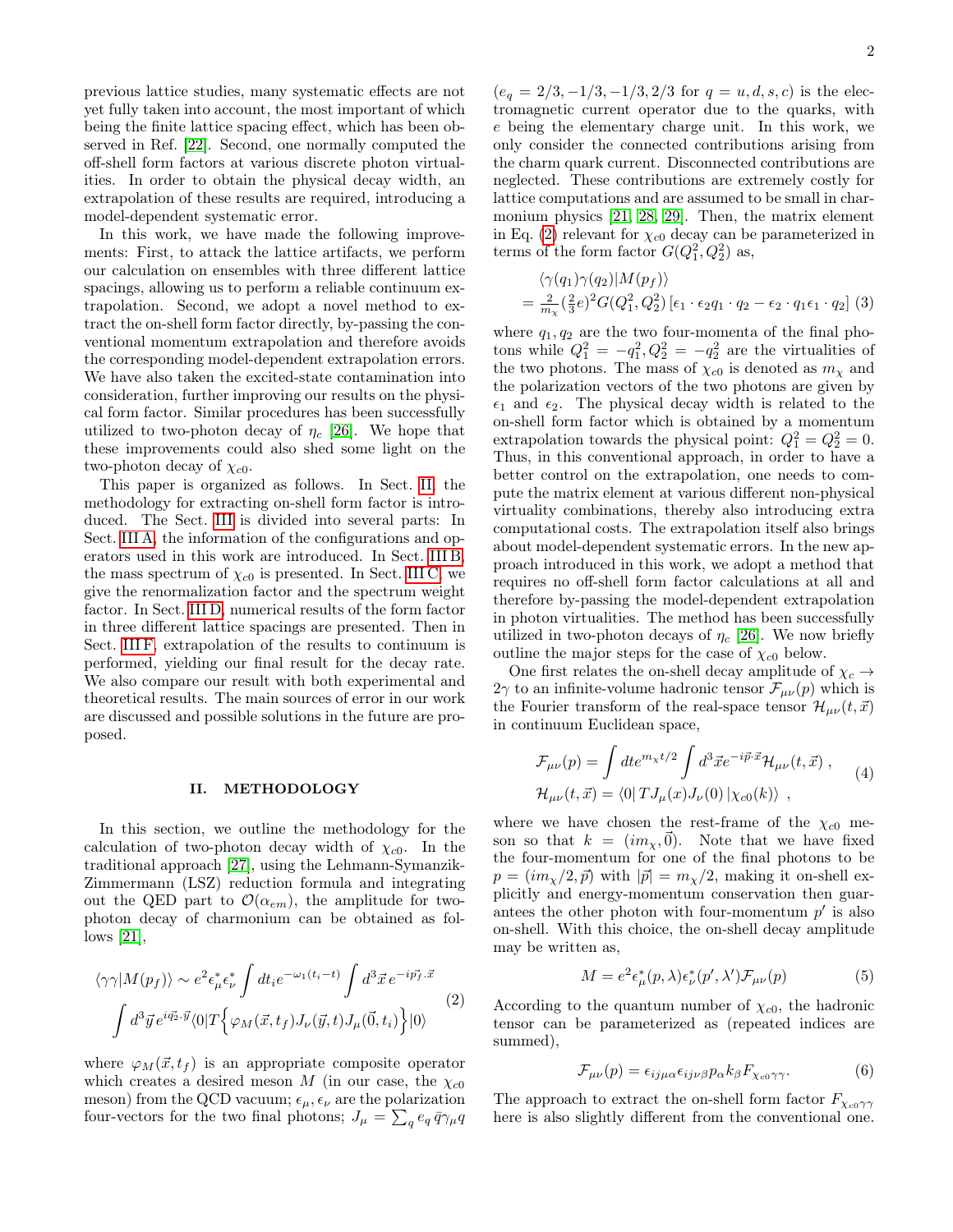previous lattice studies, many systematic effects are not yet fully taken into account, the most important of which being the finite lattice spacing effect, which has been observed in Ref. [22]. Second, one normally computed the off-shell form factors at various discrete photon virtualities. In order to obtain the physical decay width, an extrapolation of these results are required, introducing a model-dependent systematic error.

In this work, we have made the following improvements: First, to attack the lattice artifacts, we perform our calculation on ensembles with three different lattice spacings, allowing us to perform a reliable continuum extrapolation. Second, we adopt a novel method to extract the on-shell form factor directly, by-passing the conventional momentum extrapolation and therefore avoids the corresponding model-dependent extrapolation errors. We have also taken the excited-state contamination into consideration, further improving our results on the physical form factor. Similar procedures has been successfully utilized to two-photon decay of $\eta_c$ [26]. We hope that these improvements could also shed some light on the two-photon decay of $\chi_{c0}$.

This paper is organized as follows. In Sect. II, the methodology for extracting on-shell form factor is introduced. The Sect. III is divided into several parts: In Sect. III A, the information of the configurations and operators used in this work are introduced. In Sect. III B, the mass spectrum of $\chi_{c0}$ is presented. In Sect. III C, we give the renormalization factor and the spectrum weight factor. In Sect. III D, numerical results of the form factor in three different lattice spacings are presented. Then in Sect. III F, extrapolation of the results to continuum is performed, yielding our final result for the decay rate. We also compare our result with both experimental and theoretical results. The main sources of error in our work are discussed and possible solutions in the future are proposed.

## II. METHODOLOGY

In this section, we outline the methodology for the calculation of two-photon decay width of $\chi_{c0}$. In the traditional approach [27], using the Lehmann-Symanzik-Zimmermann (LSZ) reduction formula and integrating out the QED part to $\mathcal{O}(\alpha_{em})$, the amplitude for two-photon decay of charmonium can be obtained as follows [21],

$$\langle\gamma\gamma|M(p_f)\rangle \sim e^2\epsilon_\mu^*\epsilon_\nu^*\int dt_i e^{-\omega_1(t_i-t)}\int d^3\vec{x}\, e^{-i\vec{p_f}\cdot\vec{x}} \int d^3\vec{y}\, e^{i\vec{q_2}\cdot\vec{y}}\langle 0|T\Big\{\varphi_M(\vec{x},t_f)J_\nu(\vec{y},t)J_\mu(\vec{0},t_i)\Big\}|0\rangle \tag{2}$$

where $\varphi_M(\vec{x},t_f)$ is an appropriate composite operator which creates a desired meson $M$ (in our case, the $\chi_{c0}$ meson) from the QCD vacuum; $\epsilon_\mu,\epsilon_\nu$ are the polarization four-vectors for the two final photons; $J_\mu=\sum_q e_q\,\bar{q}\gamma_\mu q$ ($e_q=2/3,-1/3,-1/3,2/3$ for $q=u,d,s,c$) is the electromagnetic current operator due to the quarks, with $e$ being the elementary charge unit. In this work, we only consider the connected contributions arising from the charm quark current. Disconnected contributions are neglected. These contributions are extremely costly for lattice computations and are assumed to be small in charmonium physics [21, 28, 29]. Then, the matrix element in Eq. (2) relevant for $\chi_{c0}$ decay can be parameterized in terms of the form factor $G(Q_1^2,Q_2^2)$ as,

$$\begin{aligned}&\langle\gamma(q_1)\gamma(q_2)|M(p_f)\rangle\\ &=\tfrac{2}{m_\chi}(\tfrac{2}{3}e)^2G(Q_1^2,Q_2^2)\left[\epsilon_1\cdot\epsilon_2 q_1\cdot q_2-\epsilon_2\cdot q_1\epsilon_1\cdot q_2\right]\end{aligned} \tag{3}$$

where $q_1,q_2$ are the two four-momenta of the final photons while $Q_1^2=-q_1^2, Q_2^2=-q_2^2$ are the virtualities of the two photons. The mass of $\chi_{c0}$ is denoted as $m_\chi$ and the polarization vectors of the two photons are given by $\epsilon_1$ and $\epsilon_2$. The physical decay width is related to the on-shell form factor which is obtained by a momentum extrapolation towards the physical point: $Q_1^2=Q_2^2=0$. Thus, in this conventional approach, in order to have a better control on the extrapolation, one needs to compute the matrix element at various different non-physical virtuality combinations, thereby also introducing extra computational costs. The extrapolation itself also brings about model-dependent systematic errors. In the new approach introduced in this work, we adopt a method that requires no off-shell form factor calculations at all and therefore by-passing the model-dependent extrapolation in photon virtualities. The method has been successfully utilized in two-photon decays of $\eta_c$ [26]. We now briefly outline the major steps for the case of $\chi_{c0}$ below.

One first relates the on-shell decay amplitude of $\chi_c\to 2\gamma$ to an infinite-volume hadronic tensor $\mathcal{F}_{\mu\nu}(p)$ which is the Fourier transform of the real-space tensor $\mathcal{H}_{\mu\nu}(t,\vec{x})$ in continuum Euclidean space,

$$\begin{aligned}\mathcal{F}_{\mu\nu}(p)&=\int dt e^{m_\chi t/2}\int d^3\vec{x}e^{-i\vec{p}\cdot\vec{x}}\mathcal{H}_{\mu\nu}(t,\vec{x})\;,\\ \mathcal{H}_{\mu\nu}(t,\vec{x})&=\langle 0|\,TJ_\mu(x)J_\nu(0)\,|\chi_{c0}(k)\rangle\;,\end{aligned} \tag{4}$$

where we have chosen the rest-frame of the $\chi_{c0}$ meson so that $k=(im_\chi,\vec{0})$. Note that we have fixed the four-momentum for one of the final photons to be $p=(im_\chi/2,\vec{p})$ with $|\vec{p}|=m_\chi/2$, making it on-shell explicitly and energy-momentum conservation then guarantees the other photon with four-momentum $p'$ is also on-shell. With this choice, the on-shell decay amplitude may be written as,

$$M=e^2\epsilon_\mu^*(p,\lambda)\epsilon_\nu^*(p',\lambda')\mathcal{F}_{\mu\nu}(p) \tag{5}$$

According to the quantum number of $\chi_{c0}$, the hadronic tensor can be parameterized as (repeated indices are summed),

$$\mathcal{F}_{\mu\nu}(p)=\epsilon_{ij\mu\alpha}\epsilon_{ij\nu\beta}p_\alpha k_\beta F_{\chi_{c0}\gamma\gamma}. \tag{6}$$

The approach to extract the on-shell form factor $F_{\chi_{c0}\gamma\gamma}$ here is also slightly different from the conventional one.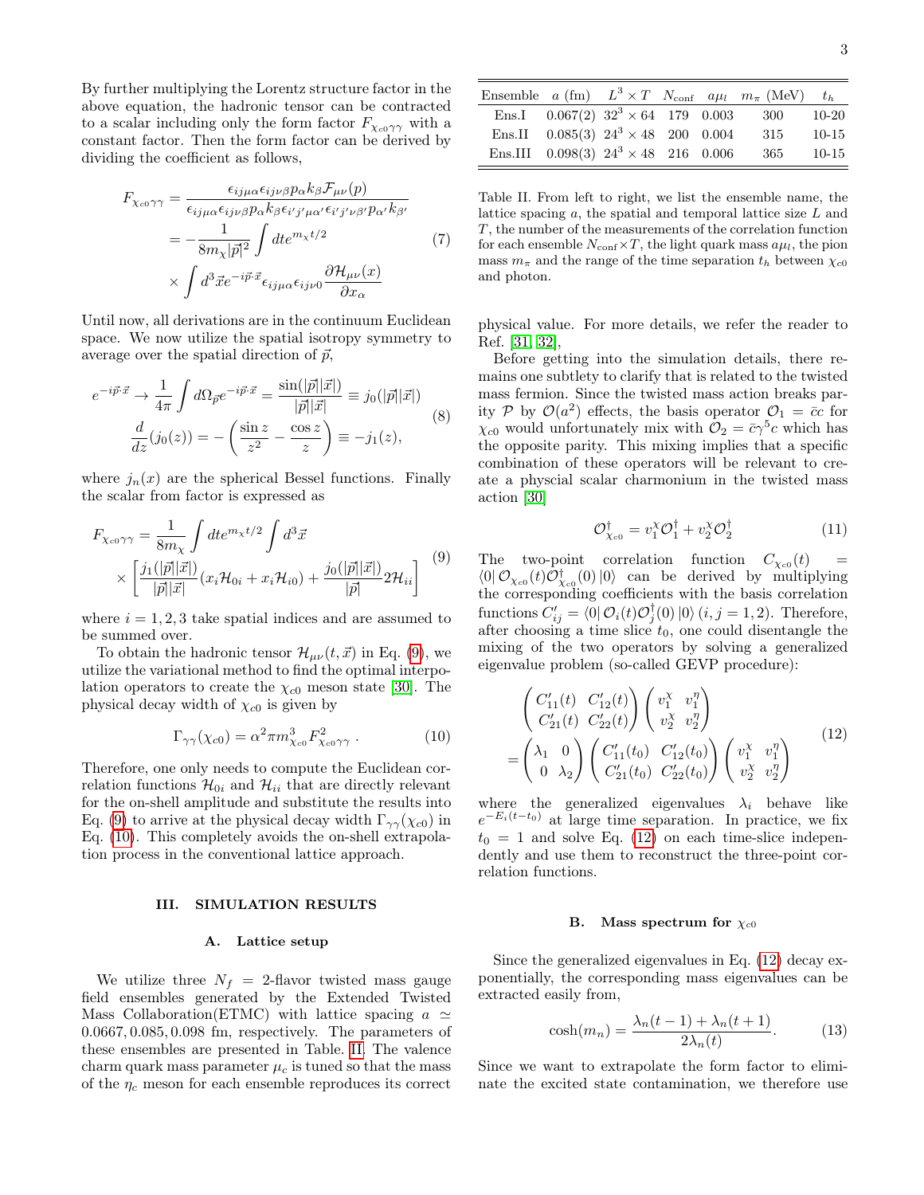By further multiplying the Lorentz structure factor in the above equation, the hadronic tensor can be contracted to a scalar including only the form factor $F_{\chi_{c0}\gamma\gamma}$ with a constant factor. Then the form factor can be derived by dividing the coefficient as follows,

$$
\begin{aligned}
F_{\chi_{c0}\gamma\gamma} &= \frac{\epsilon_{ij\mu\alpha}\epsilon_{ij\nu\beta}p_\alpha k_\beta \mathcal{F}_{\mu\nu}(p)}{\epsilon_{ij\mu\alpha}\epsilon_{ij\nu\beta}p_\alpha k_\beta \epsilon_{i'j'\mu\alpha'}\epsilon_{i'j'\nu\beta'}p_{\alpha'}k_{\beta'}} \\
&= -\frac{1}{8m_\chi|\vec{p}|^2}\int dt e^{m_\chi t/2} \\
&\quad \times \int d^3\vec{x} e^{-i\vec{p}\cdot\vec{x}}\epsilon_{ij\mu\alpha}\epsilon_{ij\nu 0}\frac{\partial \mathcal{H}_{\mu\nu}(x)}{\partial x_\alpha}
\end{aligned} \tag{7}
$$

Until now, all derivations are in the continuum Euclidean space. We now utilize the spatial isotropy symmetry to average over the spatial direction of $\vec{p}$,

$$
\begin{aligned}
e^{-i\vec{p}\cdot\vec{x}} &\to \frac{1}{4\pi}\int d\Omega_{\vec{p}} e^{-i\vec{p}\cdot\vec{x}} = \frac{\sin(|\vec{p}||\vec{x}|)}{|\vec{p}||\vec{x}|} \equiv j_0(|\vec{p}||\vec{x}|) \\
\frac{d}{dz}(j_0(z)) &= -\left(\frac{\sin z}{z^2} - \frac{\cos z}{z}\right) \equiv -j_1(z),
\end{aligned} \tag{8}
$$

where $j_n(x)$ are the spherical Bessel functions. Finally the scalar from factor is expressed as

$$
\begin{aligned}
F_{\chi_{c0}\gamma\gamma} &= \frac{1}{8m_\chi}\int dt e^{m_\chi t/2}\int d^3\vec{x} \\
&\times \left[\frac{j_1(|\vec{p}||\vec{x}|)}{|\vec{p}||\vec{x}|}(x_i\mathcal{H}_{0i} + x_i\mathcal{H}_{i0}) + \frac{j_0(|\vec{p}||\vec{x}|)}{|\vec{p}|}2\mathcal{H}_{ii}\right]
\end{aligned} \tag{9}
$$

where $i = 1, 2, 3$ take spatial indices and are assumed to be summed over.

To obtain the hadronic tensor $\mathcal{H}_{\mu\nu}(t, \vec{x})$ in Eq. (9), we utilize the variational method to find the optimal interpolation operators to create the $\chi_{c0}$ meson state [30]. The physical decay width of $\chi_{c0}$ is given by

$$
\Gamma_{\gamma\gamma}(\chi_{c0}) = \alpha^2 \pi m_{\chi_{c0}}^3 F_{\chi_{c0}\gamma\gamma}^2 \,. \tag{10}
$$

Therefore, one only needs to compute the Euclidean correlation functions $\mathcal{H}_{0i}$ and $\mathcal{H}_{ii}$ that are directly relevant for the on-shell amplitude and substitute the results into Eq. (9) to arrive at the physical decay width $\Gamma_{\gamma\gamma}(\chi_{c0})$ in Eq. (10). This completely avoids the on-shell extrapolation process in the conventional lattice approach.

## III. SIMULATION RESULTS

### A. Lattice setup

We utilize three $N_f = 2$-flavor twisted mass gauge field ensembles generated by the Extended Twisted Mass Collaboration(ETMC) with lattice spacing $a \simeq 0.0667, 0.085, 0.098$ fm, respectively. The parameters of these ensembles are presented in Table. II. The valence charm quark mass parameter $\mu_c$ is tuned so that the mass of the $\eta_c$ meson for each ensemble reproduces its correct physical value. For more details, we refer the reader to Ref. [31, 32],

| Ensemble | $a$ (fm) | $L^3 \times T$ | $N_{\rm conf}$ | $a\mu_l$ | $m_\pi$ (MeV) | $t_h$ |
|---|---|---|---|---|---|---|
| Ens.I | 0.067(2) | $32^3 \times 64$ | 179 | 0.003 | 300 | 10-20 |
| Ens.II | 0.085(3) | $24^3 \times 48$ | 200 | 0.004 | 315 | 10-15 |
| Ens.III | 0.098(3) | $24^3 \times 48$ | 216 | 0.006 | 365 | 10-15 |

Table II. From left to right, we list the ensemble name, the lattice spacing $a$, the spatial and temporal lattice size $L$ and $T$, the number of the measurements of the correlation function for each ensemble $N_{\rm conf} \times T$, the light quark mass $a\mu_l$, the pion mass $m_\pi$ and the range of the time separation $t_h$ between $\chi_{c0}$ and photon.

Before getting into the simulation details, there remains one subtlety to clarify that is related to the twisted mass fermion. Since the twisted mass action breaks parity $\mathcal{P}$ by $\mathcal{O}(a^2)$ effects, the basis operator $\mathcal{O}_1 = \bar{c}c$ for $\chi_{c0}$ would unfortunately mix with $\mathcal{O}_2 = \bar{c}\gamma^5 c$ which has the opposite parity. This mixing implies that a specific combination of these operators will be relevant to create a physcial scalar charmonium in the twisted mass action [30]

$$
\mathcal{O}_{\chi_{c0}}^\dagger = v_1^\chi \mathcal{O}_1^\dagger + v_2^\chi \mathcal{O}_2^\dagger \tag{11}
$$

The two-point correlation function $C_{\chi_{c0}}(t) = \langle 0|\, \mathcal{O}_{\chi_{c0}}(t)\mathcal{O}_{\chi_{c0}}^\dagger(0)\, |0\rangle$ can be derived by multiplying the corresponding coefficients with the basis correlation functions $C'_{ij} = \langle 0|\, \mathcal{O}_i(t)\mathcal{O}_j^\dagger(0)\, |0\rangle$ $(i, j = 1, 2)$. Therefore, after choosing a time slice $t_0$, one could disentangle the mixing of the two operators by solving a generalized eigenvalue problem (so-called GEVP procedure):

$$
\begin{aligned}
&\begin{pmatrix} C'_{11}(t) & C'_{12}(t) \\ C'_{21}(t) & C'_{22}(t) \end{pmatrix} \begin{pmatrix} v_1^\chi & v_1^\eta \\ v_2^\chi & v_2^\eta \end{pmatrix} \\
&= \begin{pmatrix} \lambda_1 & 0 \\ 0 & \lambda_2 \end{pmatrix} \begin{pmatrix} C'_{11}(t_0) & C'_{12}(t_0) \\ C'_{21}(t_0) & C'_{22}(t_0) \end{pmatrix} \begin{pmatrix} v_1^\chi & v_1^\eta \\ v_2^\chi & v_2^\eta \end{pmatrix}
\end{aligned} \tag{12}
$$

where the generalized eigenvalues $\lambda_i$ behave like $e^{-E_i(t-t_0)}$ at large time separation. In practice, we fix $t_0 = 1$ and solve Eq. (12) on each time-slice independently and use them to reconstruct the three-point correlation functions.

### B. Mass spectrum for $\chi_{c0}$

Since the generalized eigenvalues in Eq. (12) decay exponentially, the corresponding mass eigenvalues can be extracted easily from,

$$
\cosh(m_n) = \frac{\lambda_n(t-1) + \lambda_n(t+1)}{2\lambda_n(t)}. \tag{13}
$$

Since we want to extrapolate the form factor to eliminate the excited state contamination, we therefore use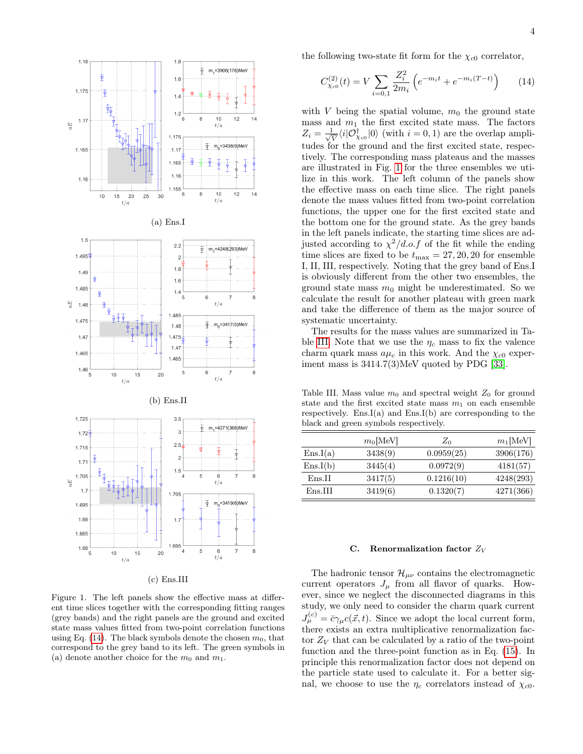(a) Ens.I

(b) Ens.II

(c) Ens.III

Figure 1. The left panels show the effective mass at different time slices together with the corresponding fitting ranges (grey bands) and the right panels are the ground and excited state mass values fitted from two-point correlation functions using Eq. (14). The black symbols denote the chosen $m_0$, that correspond to the grey band to its left. The green symbols in (a) denote another choice for the $m_0$ and $m_1$.

the following two-state fit form for the $\chi_{c0}$ correlator,

$$C^{(2)}_{\chi_{c0}}(t) = V \sum_{i=0,1} \frac{Z_i^2}{2m_i}\left(e^{-m_i t} + e^{-m_i(T-t)}\right) \tag{14}$$

with $V$ being the spatial volume, $m_0$ the ground state mass and $m_1$ the first excited state mass. The factors $Z_i = \frac{1}{\sqrt{V}}\langle i|\mathcal{O}^\dagger_{\chi_{c0}}|0\rangle$ (with $i = 0, 1$) are the overlap amplitudes for the ground and the first excited state, respectively. The corresponding mass plateaus and the masses are illustrated in Fig. 1 for the three ensembles we utilize in this work. The left column of the panels show the effective mass on each time slice. The right panels denote the mass values fitted from two-point correlation functions, the upper one for the first excited state and the bottom one for the ground state. As the grey bands in the left panels indicate, the starting time slices are adjusted according to $\chi^2/d.o.f$ of the fit while the ending time slices are fixed to be $t_{\max} = 27, 20, 20$ for ensemble I, II, III, respectively. Noting that the grey band of Ens.I is obviously different from the other two ensembles, the ground state mass $m_0$ might be underestimated. So we calculate the result for another plateau with green mark and take the difference of them as the major source of systematic uncertainty.

The results for the mass values are summarized in Table III. Note that we use the $\eta_c$ mass to fix the valence charm quark mass $a\mu_c$ in this work. And the $\chi_{c0}$ experiment mass is 3414.7(3)MeV quoted by PDG [33].

Table III. Mass value $m_0$ and spectral weight $Z_0$ for ground state and the first excited state mass $m_1$ on each ensemble respectively. Ens.I(a) and Ens.I(b) are corresponding to the black and green symbols respectively.

| | $m_0$[MeV] | $Z_0$ | $m_1$[MeV] |
|---|---|---|---|
| Ens.I(a) | 3438(9) | 0.0959(25) | 3906(176) |
| Ens.I(b) | 3445(4) | 0.0972(9) | 4181(57) |
| Ens.II | 3417(5) | 0.1216(10) | 4248(293) |
| Ens.III | 3419(6) | 0.1320(7) | 4271(366) |

### C. Renormalization factor $Z_V$

The hadronic tensor $\mathcal{H}_{\mu\nu}$ contains the electromagnetic current operators $J_\mu$ from all flavor of quarks. However, since we neglect the disconnected diagrams in this study, we only need to consider the charm quark current $J^{(c)}_\mu = \bar{c}\gamma_\mu c(\vec{x}, t)$. Since we adopt the local current form, there exists an extra multiplicative renormalization factor $Z_V$ that can be calculated by a ratio of the two-point function and the three-point function as in Eq. (15). In principle this renormalization factor does not depend on the particle state used to calculate it. For a better signal, we choose to use the $\eta_c$ correlators instead of $\chi_{c0}$.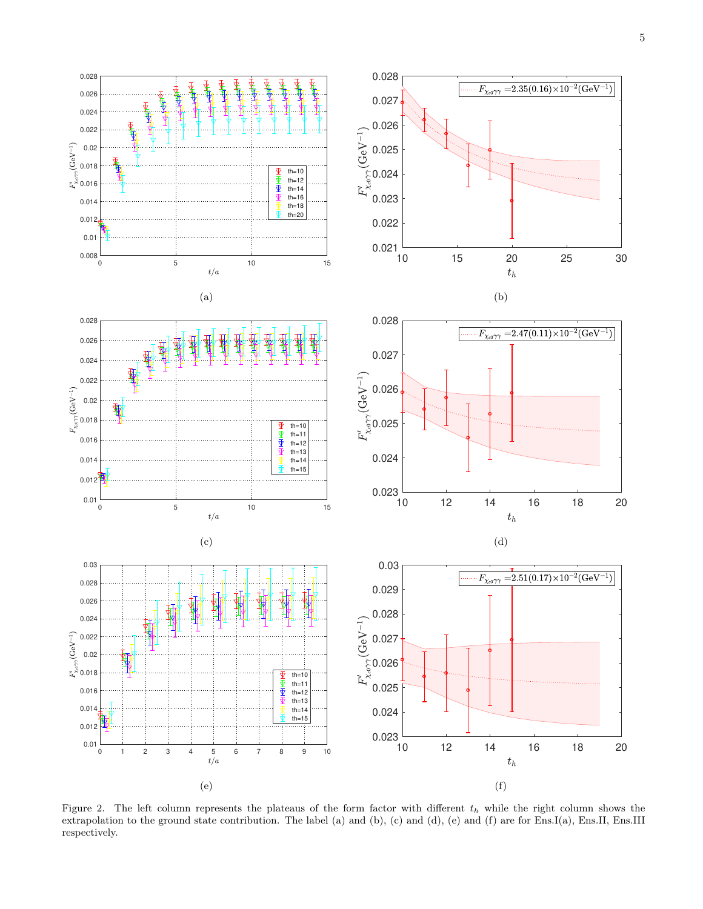Figure 2. The left column represents the plateaus of the form factor with different $t_h$ while the right column shows the extrapolation to the ground state contribution. The label (a) and (b), (c) and (d), (e) and (f) are for Ens.I(a), Ens.II, Ens.III respectively.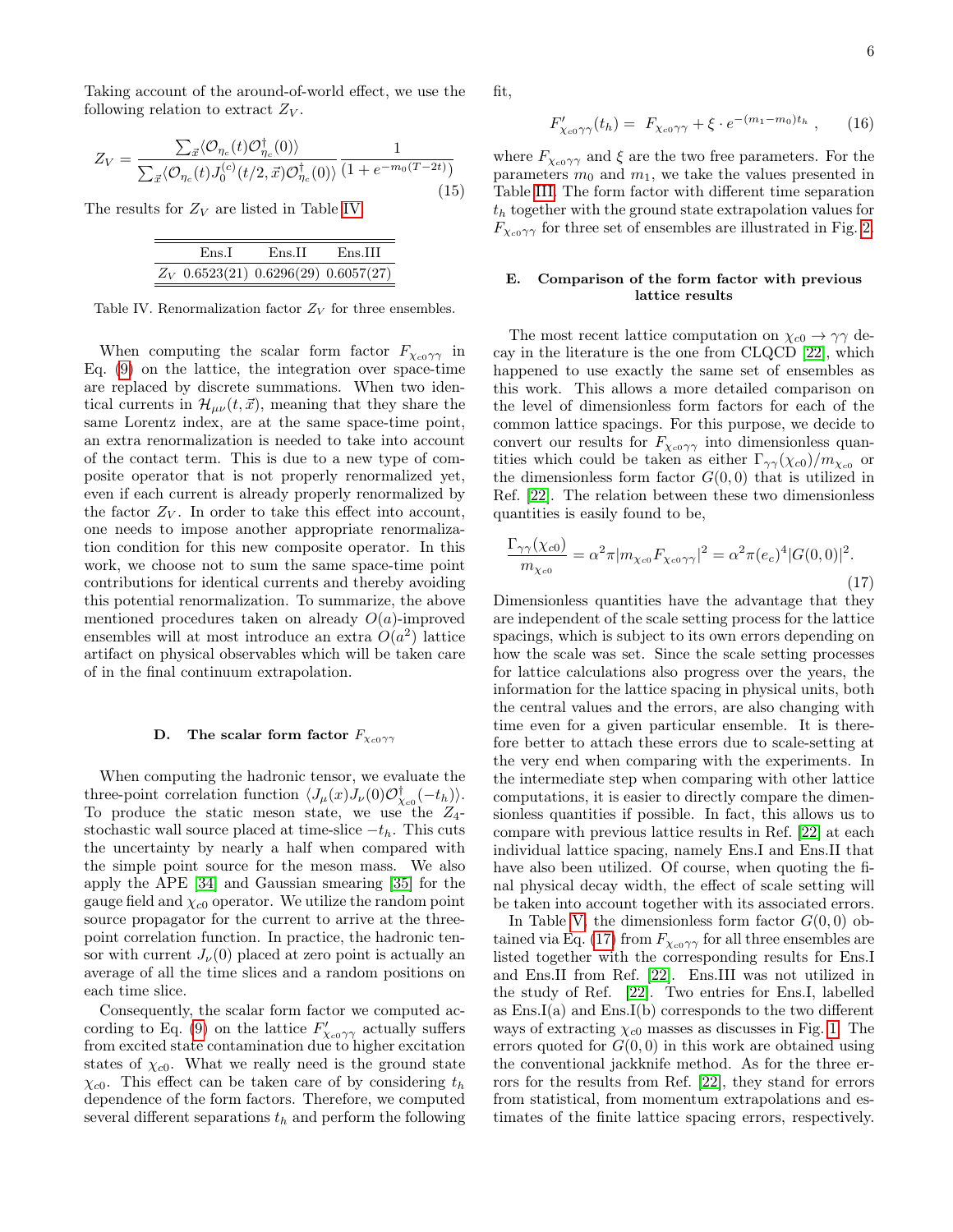Taking account of the around-of-world effect, we use the following relation to extract $Z_V$.

$$
Z_V = \frac{\sum_{\vec{x}} \langle \mathcal{O}_{\eta_c}(t) \mathcal{O}^\dagger_{\eta_c}(0) \rangle}{\sum_{\vec{x}} \langle \mathcal{O}_{\eta_c}(t) J_0^{(c)}(t/2, \vec{x}) \mathcal{O}^\dagger_{\eta_c}(0) \rangle} \frac{1}{(1 + e^{-m_0(T-2t)})} \tag{15}
$$

The results for $Z_V$ are listed in Table IV.

| | Ens.I | Ens.II | Ens.III |
|---|---|---|---|
| $Z_V$ | 0.6523(21) | 0.6296(29) | 0.6057(27) |

Table IV. Renormalization factor $Z_V$ for three ensembles.

When computing the scalar form factor $F_{\chi_{c0}\gamma\gamma}$ in Eq. (9) on the lattice, the integration over space-time are replaced by discrete summations. When two identical currents in $\mathcal{H}_{\mu\nu}(t, \vec{x})$, meaning that they share the same Lorentz index, are at the same space-time point, an extra renormalization is needed to take into account of the contact term. This is due to a new type of composite operator that is not properly renormalized yet, even if each current is already properly renormalized by the factor $Z_V$. In order to take this effect into account, one needs to impose another appropriate renormalization condition for this new composite operator. In this work, we choose not to sum the same space-time point contributions for identical currents and thereby avoiding this potential renormalization. To summarize, the above mentioned procedures taken on already $O(a)$-improved ensembles will at most introduce an extra $O(a^2)$ lattice artifact on physical observables which will be taken care of in the final continuum extrapolation.

### D. The scalar form factor $F_{\chi_{c0}\gamma\gamma}$

When computing the hadronic tensor, we evaluate the three-point correlation function $\langle J_\mu(x) J_\nu(0) \mathcal{O}^\dagger_{\chi_{c0}}(-t_h) \rangle$. To produce the static meson state, we use the $Z_4$-stochastic wall source placed at time-slice $-t_h$. This cuts the uncertainty by nearly a half when compared with the simple point source for the meson mass. We also apply the APE [34] and Gaussian smearing [35] for the gauge field and $\chi_{c0}$ operator. We utilize the random point source propagator for the current to arrive at the three-point correlation function. In practice, the hadronic tensor with current $J_\nu(0)$ placed at zero point is actually an average of all the time slices and a random positions on each time slice.

Consequently, the scalar form factor we computed according to Eq. (9) on the lattice $F'_{\chi_{c0}\gamma\gamma}$ actually suffers from excited state contamination due to higher excitation states of $\chi_{c0}$. What we really need is the ground state $\chi_{c0}$. This effect can be taken care of by considering $t_h$ dependence of the form factors. Therefore, we computed several different separations $t_h$ and perform the following fit,

$$
F'_{\chi_{c0}\gamma\gamma}(t_h) = F_{\chi_{c0}\gamma\gamma} + \xi \cdot e^{-(m_1 - m_0)t_h} , \tag{16}
$$

where $F_{\chi_{c0}\gamma\gamma}$ and $\xi$ are the two free parameters. For the parameters $m_0$ and $m_1$, we take the values presented in Table III. The form factor with different time separation $t_h$ together with the ground state extrapolation values for $F_{\chi_{c0}\gamma\gamma}$ for three set of ensembles are illustrated in Fig. 2.

### E. Comparison of the form factor with previous lattice results

The most recent lattice computation on $\chi_{c0} \to \gamma\gamma$ decay in the literature is the one from CLQCD [22], which happened to use exactly the same set of ensembles as this work. This allows a more detailed comparison on the level of dimensionless form factors for each of the common lattice spacings. For this purpose, we decide to convert our results for $F_{\chi_{c0}\gamma\gamma}$ into dimensionless quantities which could be taken as either $\Gamma_{\gamma\gamma}(\chi_{c0})/m_{\chi_{c0}}$ or the dimensionless form factor $G(0,0)$ that is utilized in Ref. [22]. The relation between these two dimensionless quantities is easily found to be,

$$
\frac{\Gamma_{\gamma\gamma}(\chi_{c0})}{m_{\chi_{c0}}} = \alpha^2 \pi |m_{\chi_{c0}} F_{\chi_{c0}\gamma\gamma}|^2 = \alpha^2 \pi (e_c)^4 |G(0,0)|^2 . \tag{17}
$$

Dimensionless quantities have the advantage that they are independent of the scale setting process for the lattice spacings, which is subject to its own errors depending on how the scale was set. Since the scale setting processes for lattice calculations also progress over the years, the information for the lattice spacing in physical units, both the central values and the errors, are also changing with time even for a given particular ensemble. It is therefore better to attach these errors due to scale-setting at the very end when comparing with the experiments. In the intermediate step when comparing with other lattice computations, it is easier to directly compare the dimensionless quantities if possible. In fact, this allows us to compare with previous lattice results in Ref. [22] at each individual lattice spacing, namely Ens.I and Ens.II that have also been utilized. Of course, when quoting the final physical decay width, the effect of scale setting will be taken into account together with its associated errors.

In Table V, the dimensionless form factor $G(0,0)$ obtained via Eq. (17) from $F_{\chi_{c0}\gamma\gamma}$ for all three ensembles are listed together with the corresponding results for Ens.I and Ens.II from Ref. [22]. Ens.III was not utilized in the study of Ref. [22]. Two entries for Ens.I, labelled as Ens.I(a) and Ens.I(b) corresponds to the two different ways of extracting $\chi_{c0}$ masses as discusses in Fig. 1. The errors quoted for $G(0,0)$ in this work are obtained using the conventional jackknife method. As for the three errors for the results from Ref. [22], they stand for errors from statistical, from momentum extrapolations and estimates of the finite lattice spacing errors, respectively.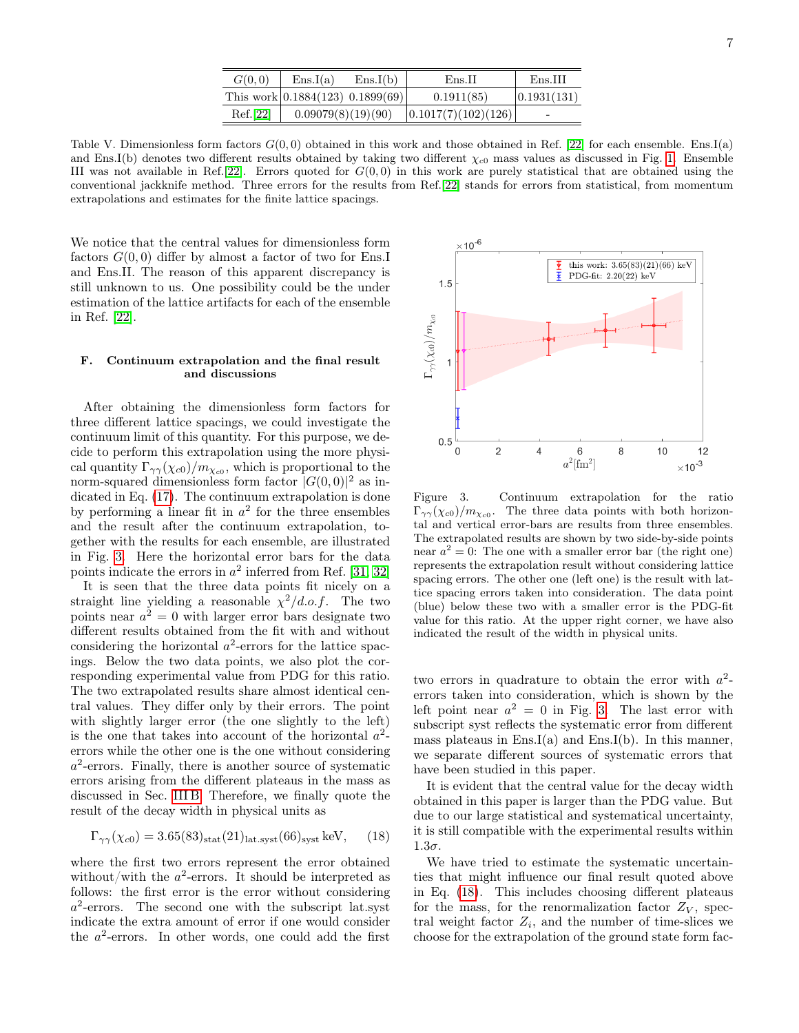| $G(0,0)$ | Ens.I(a) | Ens.I(b) | Ens.II | Ens.III |
|---|---|---|---|---|
| This work | 0.1884(123) | 0.1899(69) | 0.1911(85) | 0.1931(131) |
| Ref.[22] | 0.09079(8)(19)(90) | | 0.1017(7)(102)(126) | - |

Table V. Dimensionless form factors $G(0,0)$ obtained in this work and those obtained in Ref. [22] for each ensemble. Ens.I(a) and Ens.I(b) denotes two different results obtained by taking two different $\chi_{c0}$ mass values as discussed in Fig. 1. Ensemble III was not available in Ref.[22]. Errors quoted for $G(0,0)$ in this work are purely statistical that are obtained using the conventional jackknife method. Three errors for the results from Ref.[22] stands for errors from statistical, from momentum extrapolations and estimates for the finite lattice spacings.

We notice that the central values for dimensionless form factors $G(0,0)$ differ by almost a factor of two for Ens.I and Ens.II. The reason of this apparent discrepancy is still unknown to us. One possibility could be the under estimation of the lattice artifacts for each of the ensemble in Ref. [22].

### F. Continuum extrapolation and the final result and discussions

After obtaining the dimensionless form factors for three different lattice spacings, we could investigate the continuum limit of this quantity. For this purpose, we decide to perform this extrapolation using the more physical quantity $\Gamma_{\gamma\gamma}(\chi_{c0})/m_{\chi_{c0}}$, which is proportional to the norm-squared dimensionless form factor $|G(0,0)|^2$ as indicated in Eq. (17). The continuum extrapolation is done by performing a linear fit in $a^2$ for the three ensembles and the result after the continuum extrapolation, together with the results for each ensemble, are illustrated in Fig. 3. Here the horizontal error bars for the data points indicate the errors in $a^2$ inferred from Ref. [31, 32]

It is seen that the three data points fit nicely on a straight line yielding a reasonable $\chi^2/d.o.f.$ The two points near $a^2 = 0$ with larger error bars designate two different results obtained from the fit with and without considering the horizontal $a^2$-errors for the lattice spacings. Below the two data points, we also plot the corresponding experimental value from PDG for this ratio. The two extrapolated results share almost identical central values. They differ only by their errors. The point with slightly larger error (the one slightly to the left) is the one that takes into account of the horizontal $a^2$-errors while the other one is the one without considering $a^2$-errors. Finally, there is another source of systematic errors arising from the different plateaus in the mass as discussed in Sec. III B. Therefore, we finally quote the result of the decay width in physical units as

$$\Gamma_{\gamma\gamma}(\chi_{c0}) = 3.65(83)_{\rm stat}(21)_{\rm lat.syst}(66)_{\rm syst}\,{\rm keV}, \quad (18)$$

where the first two errors represent the error obtained without/with the $a^2$-errors. It should be interpreted as follows: the first error is the error without considering $a^2$-errors. The second one with the subscript lat.syst indicate the extra amount of error if one would consider the $a^2$-errors. In other words, one could add the first two errors in quadrature to obtain the error with $a^2$-errors taken into consideration, which is shown by the left point near $a^2 = 0$ in Fig. 3. The last error with subscript syst reflects the systematic error from different mass plateaus in Ens.I(a) and Ens.I(b). In this manner, we separate different sources of systematic errors that have been studied in this paper.

Figure 3. Continuum extrapolation for the ratio $\Gamma_{\gamma\gamma}(\chi_{c0})/m_{\chi_{c0}}$. The three data points with both horizontal and vertical error-bars are results from three ensembles. The extrapolated results are shown by two side-by-side points near $a^2 = 0$: The one with a smaller error bar (the right one) represents the extrapolation result without considering lattice spacing errors. The other one (left one) is the result with lattice spacing errors taken into consideration. The data point (blue) below these two with a smaller error is the PDG-fit value for this ratio. At the upper right corner, we have also indicated the result of the width in physical units.

It is evident that the central value for the decay width obtained in this paper is larger than the PDG value. But due to our large statistical and systematical uncertainty, it is still compatible with the experimental results within $1.3\sigma$.

We have tried to estimate the systematic uncertainties that might influence our final result quoted above in Eq. (18). This includes choosing different plateaus for the mass, for the renormalization factor $Z_V$, spectral weight factor $Z_i$, and the number of time-slices we choose for the extrapolation of the ground state form fac-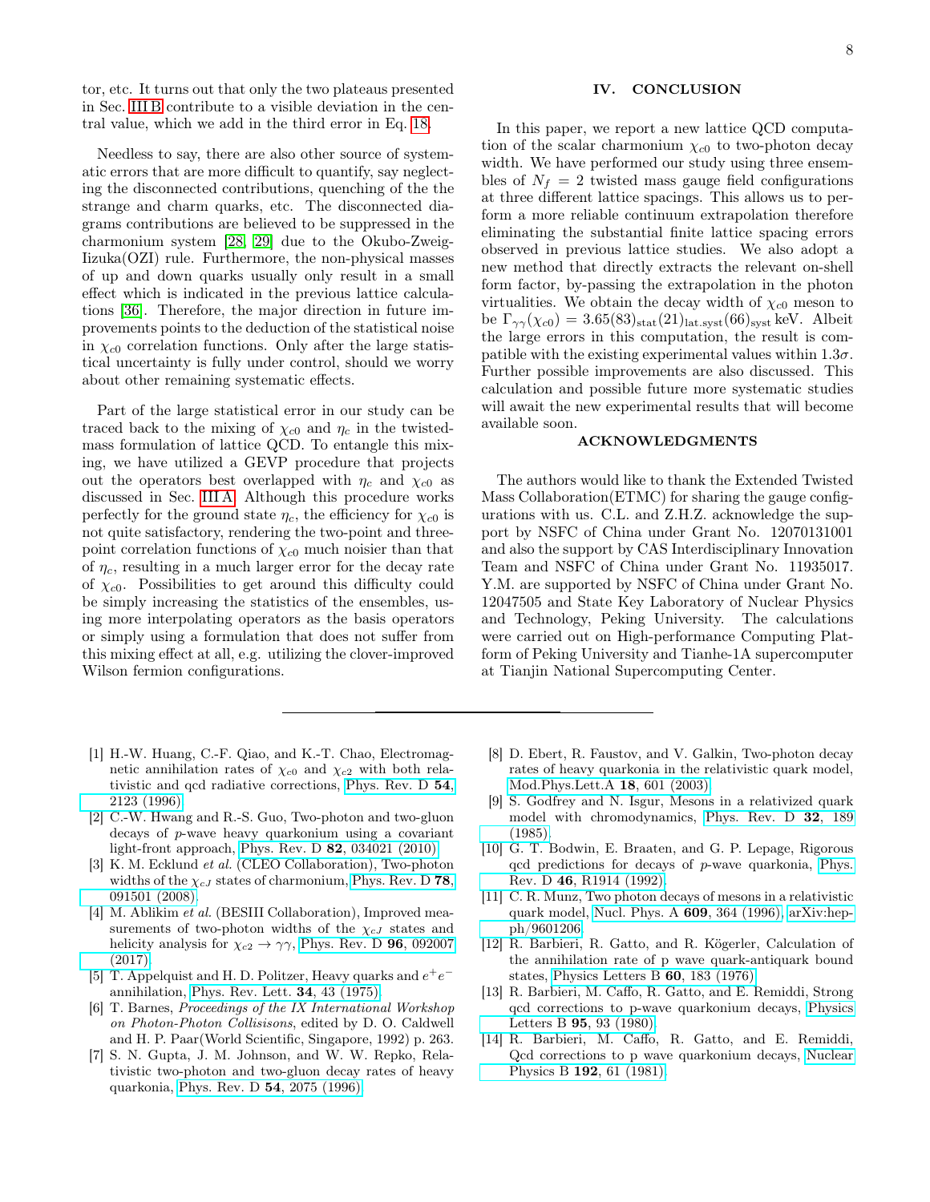tor, etc. It turns out that only the two plateaus presented in Sec. III B contribute to a visible deviation in the central value, which we add in the third error in Eq. 18.

Needless to say, there are also other source of systematic errors that are more difficult to quantify, say neglecting the disconnected contributions, quenching of the the strange and charm quarks, etc. The disconnected diagrams contributions are believed to be suppressed in the charmonium system [28, 29] due to the Okubo-Zweig-Iizuka(OZI) rule. Furthermore, the non-physical masses of up and down quarks usually only result in a small effect which is indicated in the previous lattice calculations [36]. Therefore, the major direction in future improvements points to the deduction of the statistical noise in $\chi_{c0}$ correlation functions. Only after the large statistical uncertainty is fully under control, should we worry about other remaining systematic effects.

Part of the large statistical error in our study can be traced back to the mixing of $\chi_{c0}$ and $\eta_c$ in the twisted-mass formulation of lattice QCD. To entangle this mixing, we have utilized a GEVP procedure that projects out the operators best overlapped with $\eta_c$ and $\chi_{c0}$ as discussed in Sec. III A. Although this procedure works perfectly for the ground state $\eta_c$, the efficiency for $\chi_{c0}$ is not quite satisfactory, rendering the two-point and three-point correlation functions of $\chi_{c0}$ much noisier than that of $\eta_c$, resulting in a much larger error for the decay rate of $\chi_{c0}$. Possibilities to get around this difficulty could be simply increasing the statistics of the ensembles, using more interpolating operators as the basis operators or simply using a formulation that does not suffer from this mixing effect at all, e.g. utilizing the clover-improved Wilson fermion configurations.

## IV. CONCLUSION

In this paper, we report a new lattice QCD computation of the scalar charmonium $\chi_{c0}$ to two-photon decay width. We have performed our study using three ensembles of $N_f = 2$ twisted mass gauge field configurations at three different lattice spacings. This allows us to perform a more reliable continuum extrapolation therefore eliminating the substantial finite lattice spacing errors observed in previous lattice studies. We also adopt a new method that directly extracts the relevant on-shell form factor, by-passing the extrapolation in the photon virtualities. We obtain the decay width of $\chi_{c0}$ meson to be $\Gamma_{\gamma\gamma}(\chi_{c0}) = 3.65(83)_{\rm stat}(21)_{\rm lat.syst}(66)_{\rm syst}$ keV. Albeit the large errors in this computation, the result is compatible with the existing experimental values within $1.3\sigma$. Further possible improvements are also discussed. This calculation and possible future more systematic studies will await the new experimental results that will become available soon.

## ACKNOWLEDGMENTS

The authors would like to thank the Extended Twisted Mass Collaboration(ETMC) for sharing the gauge configurations with us. C.L. and Z.H.Z. acknowledge the support by NSFC of China under Grant No. 12070131001 and also the support by CAS Interdisciplinary Innovation Team and NSFC of China under Grant No. 11935017. Y.M. are supported by NSFC of China under Grant No. 12047505 and State Key Laboratory of Nuclear Physics and Technology, Peking University. The calculations were carried out on High-performance Computing Platform of Peking University and Tianhe-1A supercomputer at Tianjin National Supercomputing Center.

---

[1] H.-W. Huang, C.-F. Qiao, and K.-T. Chao, Electromagnetic annihilation rates of $\chi_{c0}$ and $\chi_{c2}$ with both relativistic and qcd radiative corrections, Phys. Rev. D **54**, 2123 (1996).

[2] C.-W. Hwang and R.-S. Guo, Two-photon and two-gluon decays of $p$-wave heavy quarkonium using a covariant light-front approach, Phys. Rev. D **82**, 034021 (2010).

[3] K. M. Ecklund *et al.* (CLEO Collaboration), Two-photon widths of the $\chi_{cJ}$ states of charmonium, Phys. Rev. D **78**, 091501 (2008).

[4] M. Ablikim *et al.* (BESIII Collaboration), Improved measurements of two-photon widths of the $\chi_{cJ}$ states and helicity analysis for $\chi_{c2} \to \gamma\gamma$, Phys. Rev. D **96**, 092007 (2017).

[5] T. Appelquist and H. D. Politzer, Heavy quarks and $e^+e^-$ annihilation, Phys. Rev. Lett. **34**, 43 (1975).

[6] T. Barnes, *Proceedings of the IX International Workshop on Photon-Photon Collisisons*, edited by D. O. Caldwell and H. P. Paar(World Scientific, Singapore, 1992) p. 263.

[7] S. N. Gupta, J. M. Johnson, and W. W. Repko, Relativistic two-photon and two-gluon decay rates of heavy quarkonia, Phys. Rev. D **54**, 2075 (1996).

[8] D. Ebert, R. Faustov, and V. Galkin, Two-photon decay rates of heavy quarkonia in the relativistic quark model, Mod.Phys.Lett.A **18**, 601 (2003).

[9] S. Godfrey and N. Isgur, Mesons in a relativized quark model with chromodynamics, Phys. Rev. D **32**, 189 (1985).

[10] G. T. Bodwin, E. Braaten, and G. P. Lepage, Rigorous qcd predictions for decays of $p$-wave quarkonia, Phys. Rev. D **46**, R1914 (1992).

[11] C. R. Munz, Two photon decays of mesons in a relativistic quark model, Nucl. Phys. A **609**, 364 (1996), arXiv:hep-ph/9601206.

[12] R. Barbieri, R. Gatto, and R. Kögerler, Calculation of the annihilation rate of p wave quark-antiquark bound states, Physics Letters B **60**, 183 (1976).

[13] R. Barbieri, M. Caffo, R. Gatto, and E. Remiddi, Strong qcd corrections to p-wave quarkonium decays, Physics Letters B **95**, 93 (1980).

[14] R. Barbieri, M. Caffo, R. Gatto, and E. Remiddi, Qcd corrections to p wave quarkonium decays, Nuclear Physics B **192**, 61 (1981).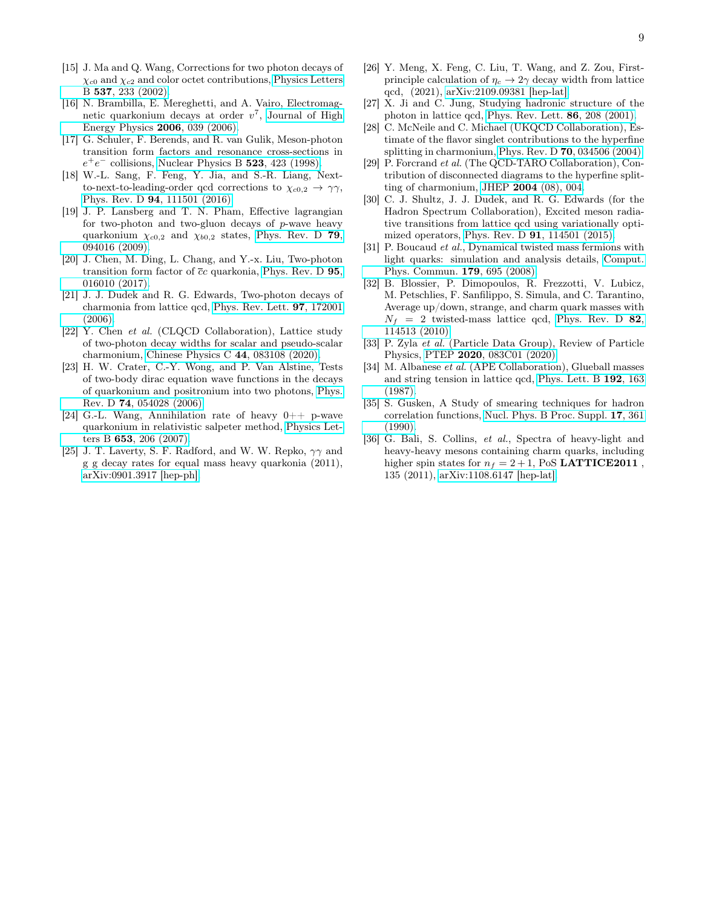[15] J. Ma and Q. Wang, Corrections for two photon decays of $\chi_{c0}$ and $\chi_{c2}$ and color octet contributions, Physics Letters B **537**, 233 (2002).

[16] N. Brambilla, E. Mereghetti, and A. Vairo, Electromagnetic quarkonium decays at order $v^7$, Journal of High Energy Physics **2006**, 039 (2006).

[17] G. Schuler, F. Berends, and R. van Gulik, Meson-photon transition form factors and resonance cross-sections in $e^+e^-$ collisions, Nuclear Physics B **523**, 423 (1998).

[18] W.-L. Sang, F. Feng, Y. Jia, and S.-R. Liang, Next-to-next-to-leading-order qcd corrections to $\chi_{c0,2} \to \gamma\gamma$, Phys. Rev. D **94**, 111501 (2016).

[19] J. P. Lansberg and T. N. Pham, Effective lagrangian for two-photon and two-gluon decays of $p$-wave heavy quarkonium $\chi_{c0,2}$ and $\chi_{b0,2}$ states, Phys. Rev. D **79**, 094016 (2009).

[20] J. Chen, M. Ding, L. Chang, and Y.-x. Liu, Two-photon transition form factor of $\bar{c}c$ quarkonia, Phys. Rev. D **95**, 016010 (2017).

[21] J. J. Dudek and R. G. Edwards, Two-photon decays of charmonia from lattice qcd, Phys. Rev. Lett. **97**, 172001 (2006).

[22] Y. Chen *et al.* (CLQCD Collaboration), Lattice study of two-photon decay widths for scalar and pseudo-scalar charmonium, Chinese Physics C **44**, 083108 (2020).

[23] H. W. Crater, C.-Y. Wong, and P. Van Alstine, Tests of two-body dirac equation wave functions in the decays of quarkonium and positronium into two photons, Phys. Rev. D **74**, 054028 (2006).

[24] G.-L. Wang, Annihilation rate of heavy 0++ p-wave quarkonium in relativistic salpeter method, Physics Letters B **653**, 206 (2007).

[25] J. T. Laverty, S. F. Radford, and W. W. Repko, $\gamma\gamma$ and g g decay rates for equal mass heavy quarkonia (2011), arXiv:0901.3917 [hep-ph].

[26] Y. Meng, X. Feng, C. Liu, T. Wang, and Z. Zou, First-principle calculation of $\eta_c \to 2\gamma$ decay width from lattice qcd, (2021), arXiv:2109.09381 [hep-lat].

[27] X. Ji and C. Jung, Studying hadronic structure of the photon in lattice qcd, Phys. Rev. Lett. **86**, 208 (2001).

[28] C. McNeile and C. Michael (UKQCD Collaboration), Estimate of the flavor singlet contributions to the hyperfine splitting in charmonium, Phys. Rev. D **70**, 034506 (2004).

[29] P. Forcrand *et al.* (The QCD-TARO Collaboration), Contribution of disconnected diagrams to the hyperfine splitting of charmonium, JHEP **2004** (08), 004.

[30] C. J. Shultz, J. J. Dudek, and R. G. Edwards (for the Hadron Spectrum Collaboration), Excited meson radiative transitions from lattice qcd using variationally optimized operators, Phys. Rev. D **91**, 114501 (2015).

[31] P. Boucaud *et al.*, Dynamical twisted mass fermions with light quarks: simulation and analysis details, Comput. Phys. Commun. **179**, 695 (2008).

[32] B. Blossier, P. Dimopoulos, R. Frezzotti, V. Lubicz, M. Petschlies, F. Sanfilippo, S. Simula, and C. Tarantino, Average up/down, strange, and charm quark masses with $N_f = 2$ twisted-mass lattice qcd, Phys. Rev. D **82**, 114513 (2010).

[33] P. Zyla *et al.* (Particle Data Group), Review of Particle Physics, PTEP **2020**, 083C01 (2020).

[34] M. Albanese *et al.* (APE Collaboration), Glueball masses and string tension in lattice qcd, Phys. Lett. B **192**, 163 (1987).

[35] S. Gusken, A Study of smearing techniques for hadron correlation functions, Nucl. Phys. B Proc. Suppl. **17**, 361 (1990).

[36] G. Bali, S. Collins, *et al.*, Spectra of heavy-light and heavy-heavy mesons containing charm quarks, including higher spin states for $n_f = 2 + 1$, PoS **LATTICE2011** , 135 (2011), arXiv:1108.6147 [hep-lat].